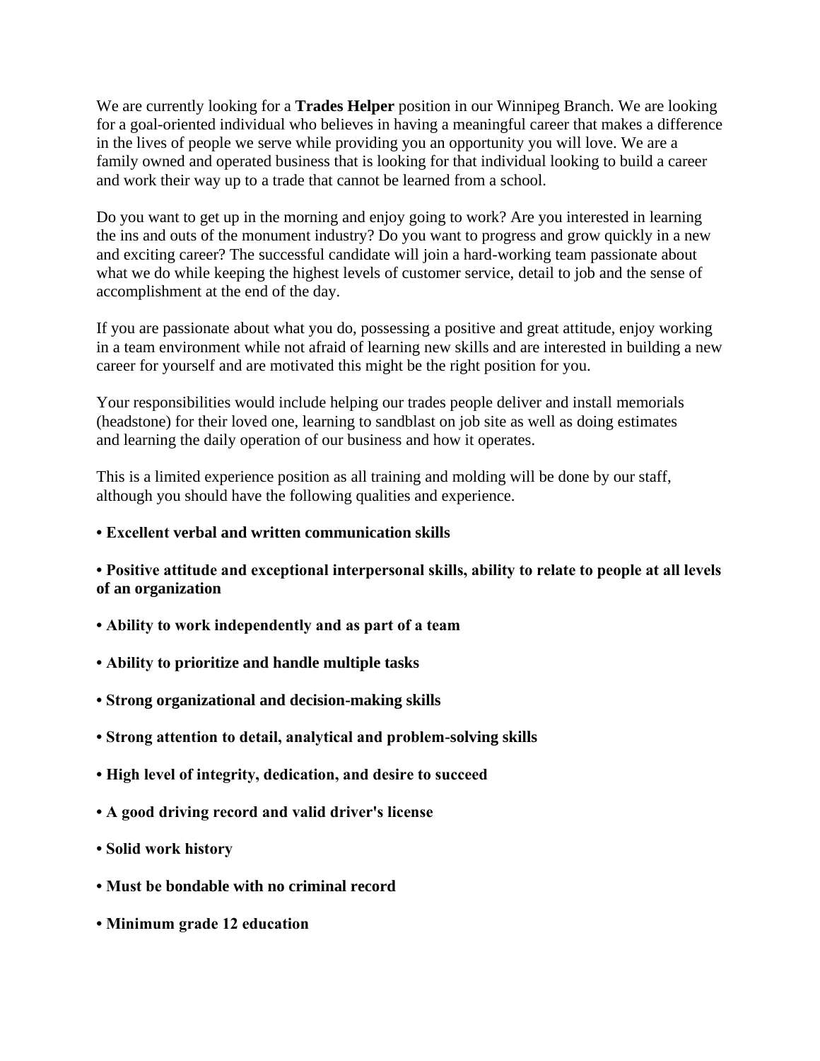We are currently looking for a **Trades Helper** position in our Winnipeg Branch. We are looking for a goal-oriented individual who believes in having a meaningful career that makes a difference in the lives of people we serve while providing you an opportunity you will love. We are a family owned and operated business that is looking for that individual looking to build a career and work their way up to a trade that cannot be learned from a school.

Do you want to get up in the morning and enjoy going to work? Are you interested in learning the ins and outs of the monument industry? Do you want to progress and grow quickly in a new and exciting career? The successful candidate will join a hard-working team passionate about what we do while keeping the highest levels of customer service, detail to job and the sense of accomplishment at the end of the day.

If you are passionate about what you do, possessing a positive and great attitude, enjoy working in a team environment while not afraid of learning new skills and are interested in building a new career for yourself and are motivated this might be the right position for you.

Your responsibilities would include helping our trades people deliver and install memorials (headstone) for their loved one, learning to sandblast on job site as well as doing estimates and learning the daily operation of our business and how it operates.

This is a limited experience position as all training and molding will be done by our staff, although you should have the following qualities and experience.

- **Excellent verbal and written communication skills**
- **Positive attitude and exceptional interpersonal skills, ability to relate to people at all levels of an organization**
- **Ability to work independently and as part of a team**
- **Ability to prioritize and handle multiple tasks**
- **Strong organizational and decision-making skills**
- **Strong attention to detail, analytical and problem-solving skills**
- **High level of integrity, dedication, and desire to succeed**
- **A good driving record and valid driver's license**
- **Solid work history**
- **Must be bondable with no criminal record**
- **Minimum grade 12 education**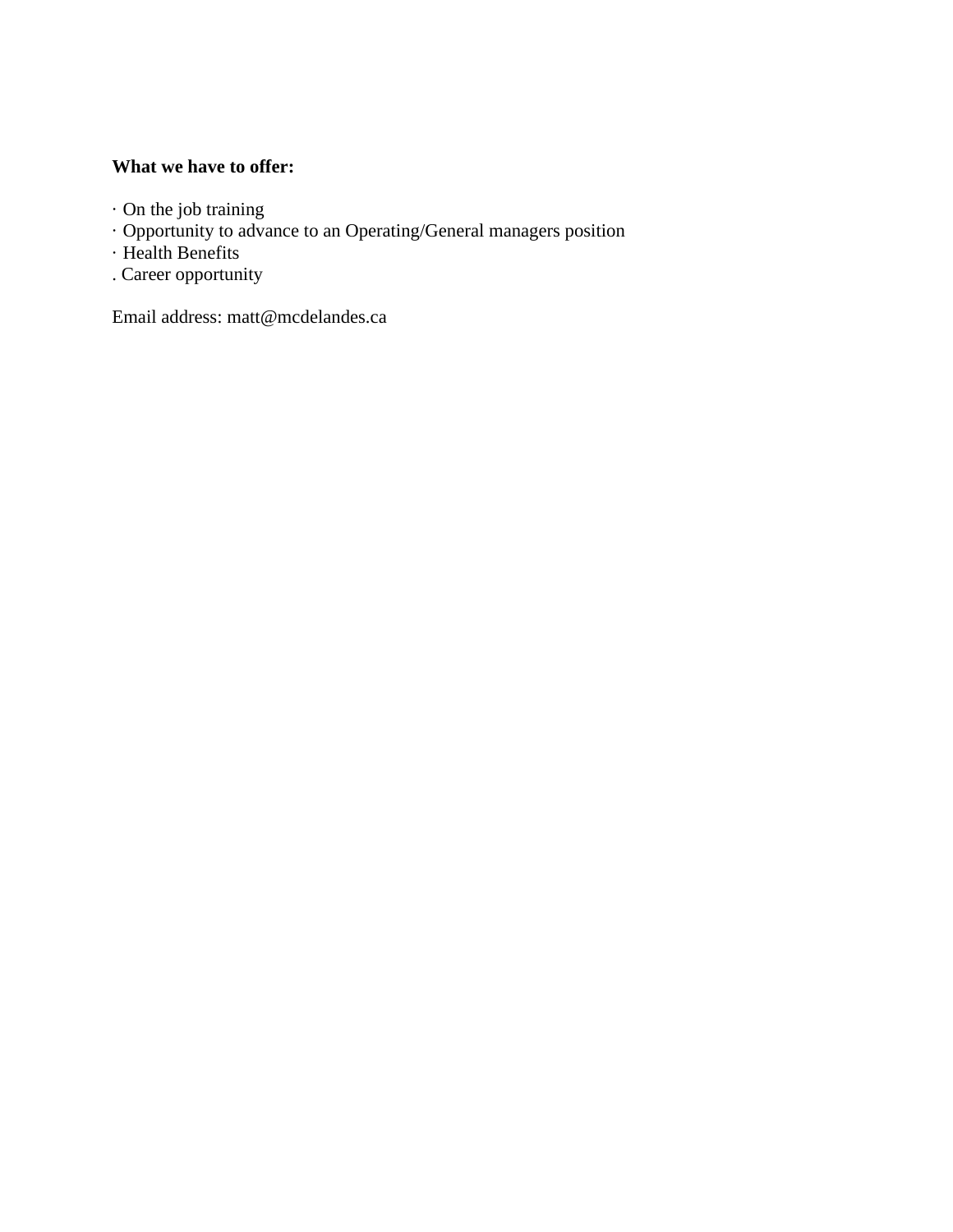**What we have to offer:**

· On the job training
· Opportunity to advance to an Operating/General managers position
· Health Benefits
. Career opportunity

Email address: matt@mcdelandes.ca